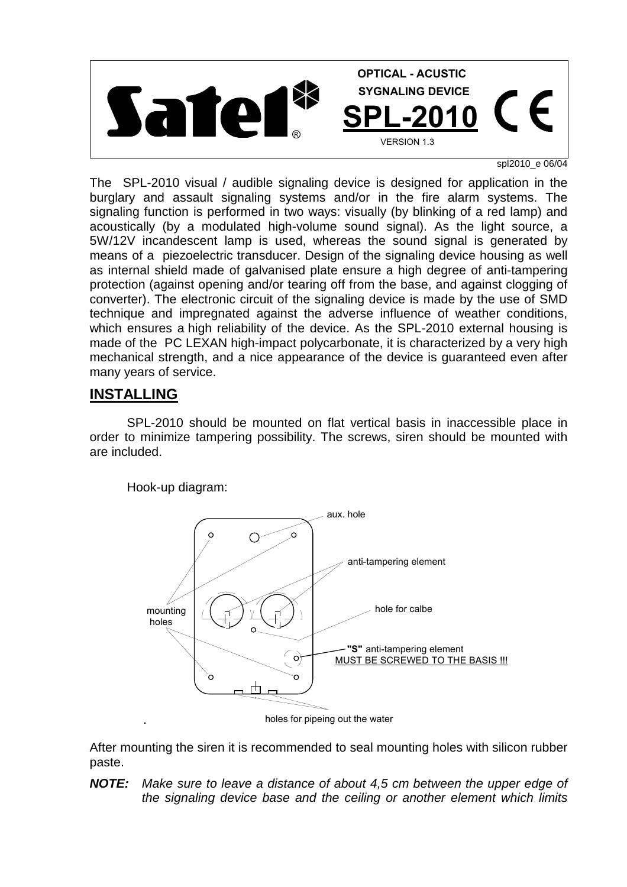# Satel

**OPTICAL - ACUSTIC SYGNALING DEVICE**

## SPL-2010

VERSION 1.3

spl2010_e 06/04

The SPL-2010 visual / audible signaling device is designed for application in the burglary and assault signaling systems and/or in the fire alarm systems. The signaling function is performed in two ways: visually (by blinking of a red lamp) and acoustically (by a modulated high-volume sound signal). As the light source, a 5W/12V incandescent lamp is used, whereas the sound signal is generated by means of a piezoelectric transducer. Design of the signaling device housing as well as internal shield made of galvanised plate ensure a high degree of anti-tampering protection (against opening and/or tearing off from the base, and against clogging of converter). The electronic circuit of the signaling device is made by the use of SMD technique and impregnated against the adverse influence of weather conditions, which ensures a high reliability of the device. As the SPL-2010 external housing is made of the PC LEXAN high-impact polycarbonate, it is characterized by a very high mechanical strength, and a nice appearance of the device is guaranteed even after many years of service.

## INSTALLING

SPL-2010 should be mounted on flat vertical basis in inaccessible place in order to minimize tampering possibility. The screws, siren should be mounted with are included.

Hook-up diagram:

aux. hole

anti-tampering element

mounting holes

hole for calbe

**"S"** anti-tampering element
MUST BE SCREWED TO THE BASIS !!!

holes for pipeing out the water

After mounting the siren it is recommended to seal mounting holes with silicon rubber paste.

***NOTE:*** *Make sure to leave a distance of about 4,5 cm between the upper edge of the signaling device base and the ceiling or another element which limits*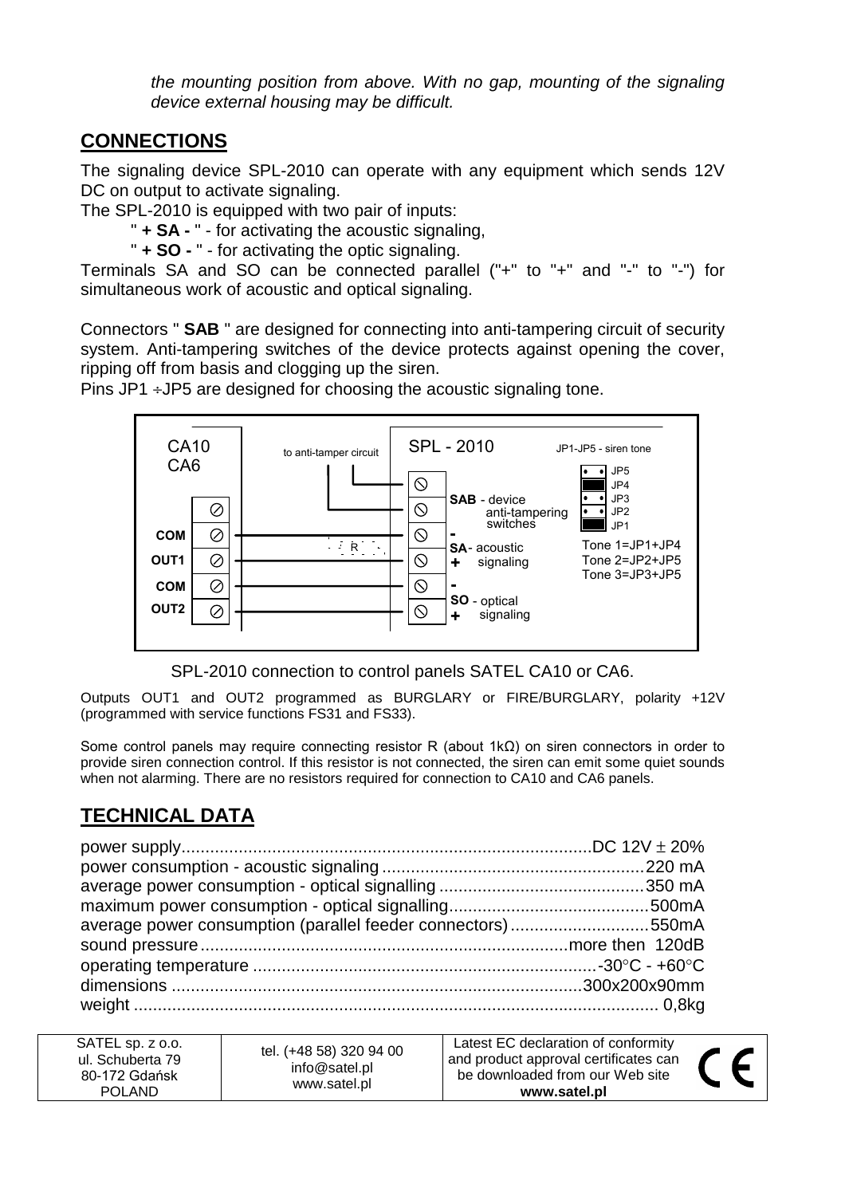*the mounting position from above. With no gap, mounting of the signaling device external housing may be difficult.*

## CONNECTIONS

The signaling device SPL-2010 can operate with any equipment which sends 12V DC on output to activate signaling.

The SPL-2010 is equipped with two pair of inputs:

" **+ SA -** " - for activating the acoustic signaling,

" **+ SO -** " - for activating the optic signaling.

Terminals SA and SO can be connected parallel ("+" to "+" and "-" to "-") for simultaneous work of acoustic and optical signaling.

Connectors " **SAB** " are designed for connecting into anti-tampering circuit of security system. Anti-tampering switches of the device protects against opening the cover, ripping off from basis and clogging up the siren.

Pins JP1 ÷JP5 are designed for choosing the acoustic signaling tone.

CA10
CA6
COM
OUT1
COM
OUT2
to anti-tamper circuit
R
SPL - 2010
**SAB** - device anti-tampering switches
**-**
**SA** - acoustic signaling
**+**
**-**
**SO** - optical signaling
**+**
JP1-JP5 - siren tone
JP5
JP4
JP3
JP2
JP1
Tone 1=JP1+JP4
Tone 2=JP2+JP5
Tone 3=JP3+JP5

SPL-2010 connection to control panels SATEL CA10 or CA6.

Outputs OUT1 and OUT2 programmed as BURGLARY or FIRE/BURGLARY, polarity +12V (programmed with service functions FS31 and FS33).

Some control panels may require connecting resistor R (about 1kΩ) on siren connectors in order to provide siren connection control. If this resistor is not connected, the siren can emit some quiet sounds when not alarming. There are no resistors required for connection to CA10 and CA6 panels.

## TECHNICAL DATA

power supply....................................................................................DC 12V ± 20%
power consumption - acoustic signaling .......................................................220 mA
average power consumption - optical signalling ...........................................350 mA
maximum power consumption - optical signalling..........................................500mA
average power consumption (parallel feeder connectors).............................550mA
sound pressure.............................................................................more then 120dB
operating temperature ........................................................................-30°C - +60°C
dimensions ......................................................................................300x200x90mm
weight .............................................................................................................. 0,8kg

| | | |
|---|---|---|
| SATEL sp. z o.o.<br>ul. Schuberta 79<br>80-172 Gdańsk<br>POLAND | tel. (+48 58) 320 94 00<br>info@satel.pl<br>www.satel.pl | Latest EC declaration of conformity and product approval certificates can be downloaded from our Web site<br>**www.satel.pl** |